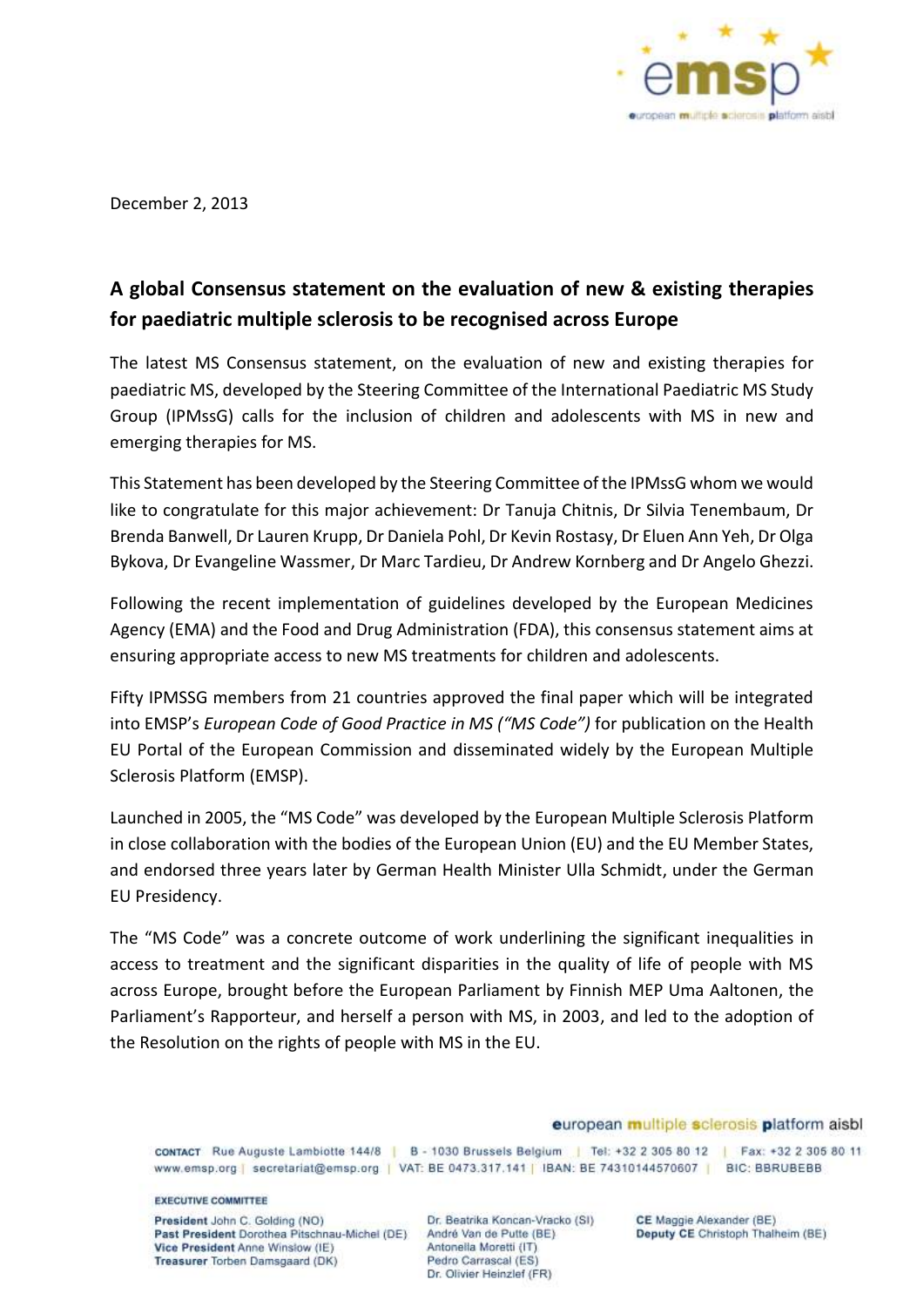December 2, 2013

## A global Consensus statement on the evaluation of new & existing therapies for paediatric multiple sclerosis to be recognised across Europe

The latest MS Consensus statement, on the evaluation of new and existing therapies for paediatric MS, developed by the Steering Committee of the International Paediatric MS Study Group (IPMssG) calls for the inclusion of children and adolescents with MS in new and emerging therapies for MS.

This Statement has been developed by the Steering Committee of the IPMssG whom we would like to congratulate for this major achievement: Dr Tanuja Chitnis, Dr Silvia Tenembaum, Dr Brenda Banwell, Dr Lauren Krupp, Dr Daniela Pohl, Dr Kevin Rostasy, Dr Eluen Ann Yeh, Dr Olga Bykova, Dr Evangeline Wassmer, Dr Marc Tardieu, Dr Andrew Kornberg and Dr Angelo Ghezzi.

Following the recent implementation of guidelines developed by the European Medicines Agency (EMA) and the Food and Drug Administration (FDA), this consensus statement aims at ensuring appropriate access to new MS treatments for children and adolescents.

Fifty IPMSSG members from 21 countries approved the final paper which will be integrated into EMSP's *European Code of Good Practice in MS ("MS Code")* for publication on the Health EU Portal of the European Commission and disseminated widely by the European Multiple Sclerosis Platform (EMSP).

Launched in 2005, the "MS Code" was developed by the European Multiple Sclerosis Platform in close collaboration with the bodies of the European Union (EU) and the EU Member States, and endorsed three years later by German Health Minister Ulla Schmidt, under the German EU Presidency.

The "MS Code" was a concrete outcome of work underlining the significant inequalities in access to treatment and the significant disparities in the quality of life of people with MS across Europe, brought before the European Parliament by Finnish MEP Uma Aaltonen, the Parliament's Rapporteur, and herself a person with MS, in 2003, and led to the adoption of the Resolution on the rights of people with MS in the EU.

european multiple sclerosis platform aisbl

**CONTACT** Rue Auguste Lambiotte 144/8 | B - 1030 Brussels Belgium | Tel: +32 2 305 80 12 | Fax: +32 2 305 80 11
www.emsp.org | secretariat@emsp.org | VAT: BE 0473.317.141 | IBAN: BE 74310144570607 | BIC: BBRUBEBB

**EXECUTIVE COMMITTEE**

**President** John C. Golding (NO)
**Past President** Dorothea Pitschnau-Michel (DE)
**Vice President** Anne Winslow (IE)
**Treasurer** Torben Damsgaard (DK)

Dr. Beatrika Koncan-Vracko (SI)
André Van de Putte (BE)
Antonella Moretti (IT)
Pedro Carrascal (ES)
Dr. Olivier Heinzlef (FR)

**CE** Maggie Alexander (BE)
**Deputy CE** Christoph Thalheim (BE)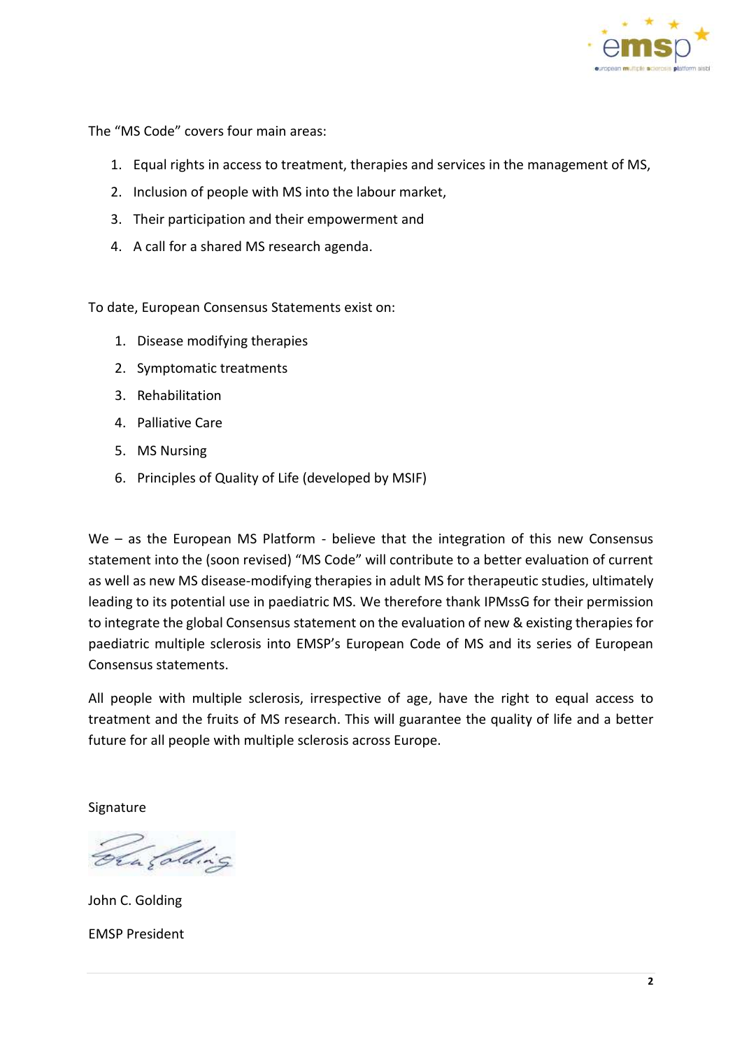The "MS Code" covers four main areas:

1. Equal rights in access to treatment, therapies and services in the management of MS,
2. Inclusion of people with MS into the labour market,
3. Their participation and their empowerment and
4. A call for a shared MS research agenda.

To date, European Consensus Statements exist on:

1. Disease modifying therapies
2. Symptomatic treatments
3. Rehabilitation
4. Palliative Care
5. MS Nursing
6. Principles of Quality of Life (developed by MSIF)

We – as the European MS Platform - believe that the integration of this new Consensus statement into the (soon revised) "MS Code" will contribute to a better evaluation of current as well as new MS disease-modifying therapies in adult MS for therapeutic studies, ultimately leading to its potential use in paediatric MS. We therefore thank IPMssG for their permission to integrate the global Consensus statement on the evaluation of new & existing therapies for paediatric multiple sclerosis into EMSP's European Code of MS and its series of European Consensus statements.

All people with multiple sclerosis, irrespective of age, have the right to equal access to treatment and the fruits of MS research. This will guarantee the quality of life and a better future for all people with multiple sclerosis across Europe.

Signature

John C. Golding

EMSP President